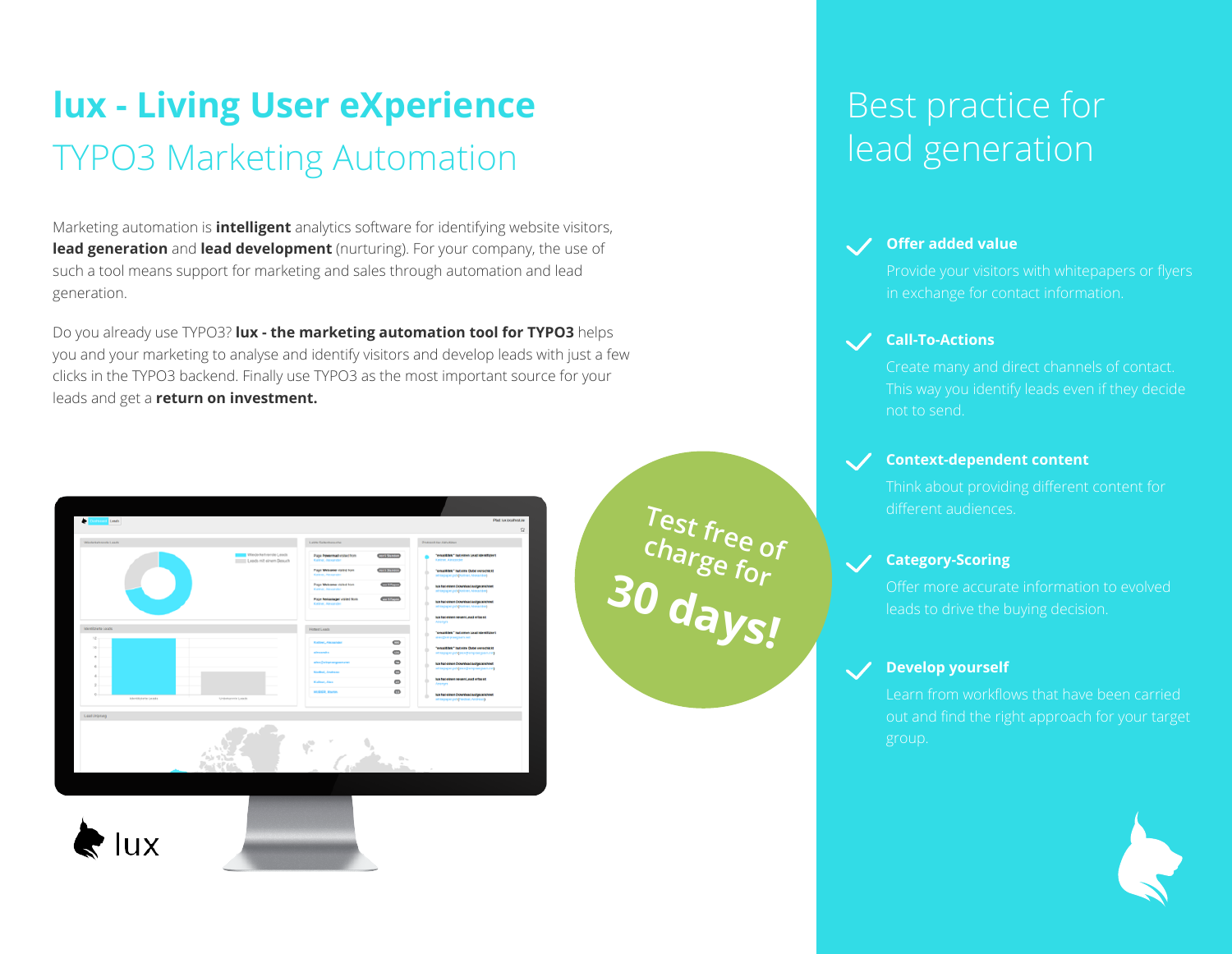# lux - Living User eXperience

## TYPO3 Marketing Automation

Marketing automation is **intelligent** analytics software for identifying website visitors, **lead generation** and **lead development** (nurturing). For your company, the use of such a tool means support for marketing and sales through automation and lead generation.

Do you already use TYPO3? **lux - the marketing automation tool for TYPO3** helps you and your marketing to analyse and identify visitors and develop leads with just a few clicks in the TYPO3 backend. Finally use TYPO3 as the most important source for your leads and get a **return on investment.**

Test free of charge for **30 days!**

lux

## Best practice for lead generation

**Offer added value**

Provide your visitors with whitepapers or flyers in exchange for contact information.

**Call-To-Actions**

Create many and direct channels of contact. This way you identify leads even if they decide not to send.

**Context-dependent content**

Think about providing different content for different audiences.

**Category-Scoring**

Offer more accurate information to evolved leads to drive the buying decision.

**Develop yourself**

Learn from workflows that have been carried out and find the right approach for your target group.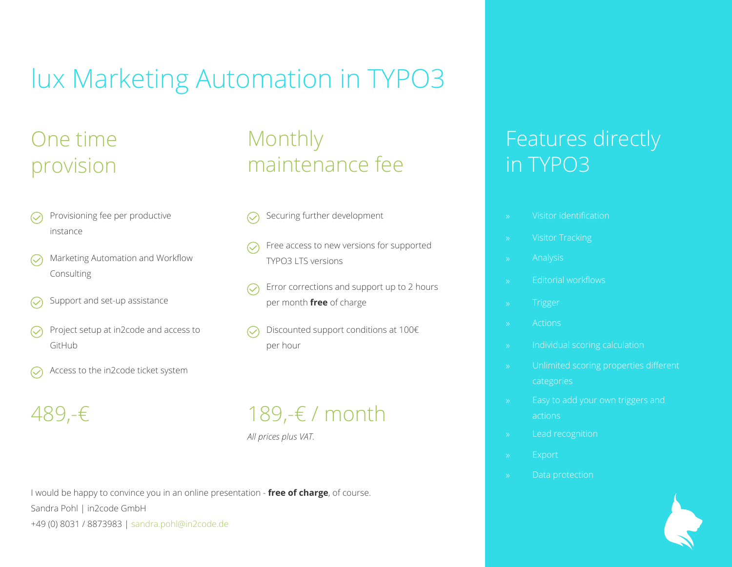# lux Marketing Automation in TYPO3

## One time provision

- Provisioning fee per productive instance
- Marketing Automation and Workflow Consulting
- Support and set-up assistance
- Project setup at in2code and access to GitHub
- Access to the in2code ticket system

489,-€

## Monthly maintenance fee

- Securing further development
- Free access to new versions for supported TYPO3 LTS versions
- Error corrections and support up to 2 hours per month **free** of charge
- Discounted support conditions at 100€ per hour

189,-€ / month

*All prices plus VAT.*

I would be happy to convince you in an online presentation - **free of charge**, of course.
Sandra Pohl | in2code GmbH
+49 (0) 8031 / 8873983 | sandra.pohl@in2code.de

## Features directly in TYPO3

- Visitor identification
- Visitor Tracking
- Analysis
- Editorial workflows
- Trigger
- Actions
- Individual scoring calculation
- Unlimited scoring properties different categories
- Easy to add your own triggers and actions
- Lead recognition
- Export
- Data protection